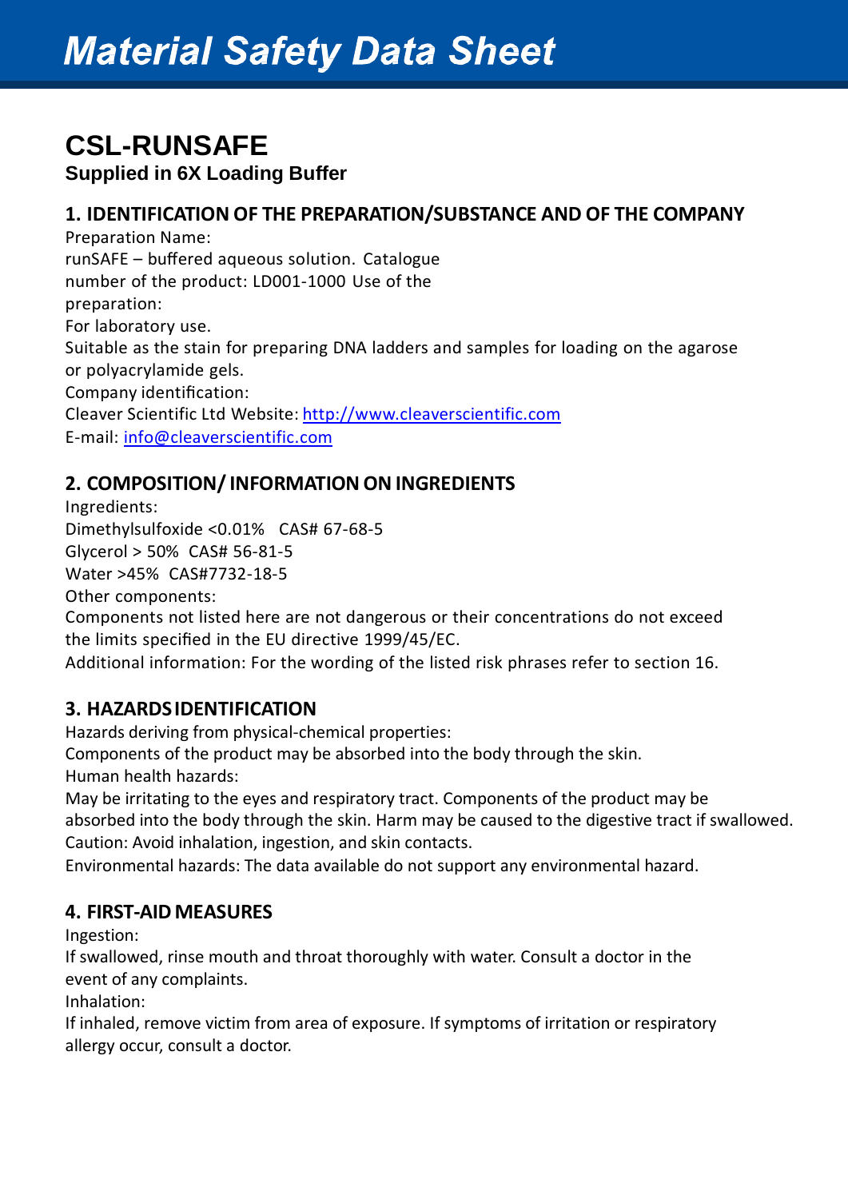# Material Safety Data Sheet

## CSL-RUNSAFE

### Supplied in 6X Loading Buffer

### 1. IDENTIFICATION OF THE PREPARATION/SUBSTANCE AND OF THE COMPANY

Preparation Name:
runSAFE – buffered aqueous solution. Catalogue number of the product: LD001-1000 Use of the preparation:
For laboratory use.
Suitable as the stain for preparing DNA ladders and samples for loading on the agarose or polyacrylamide gels.
Company identification:
Cleaver Scientific Ltd Website: http://www.cleaverscientific.com
E-mail: info@cleaverscientific.com

### 2. COMPOSITION/ INFORMATION ON INGREDIENTS

Ingredients:
Dimethylsulfoxide <0.01% CAS# 67-68-5
Glycerol > 50% CAS# 56-81-5
Water >45% CAS#7732-18-5
Other components:
Components not listed here are not dangerous or their concentrations do not exceed the limits specified in the EU directive 1999/45/EC.
Additional information: For the wording of the listed risk phrases refer to section 16.

### 3. HAZARDS IDENTIFICATION

Hazards deriving from physical-chemical properties:
Components of the product may be absorbed into the body through the skin.
Human health hazards:
May be irritating to the eyes and respiratory tract. Components of the product may be absorbed into the body through the skin. Harm may be caused to the digestive tract if swallowed.
Caution: Avoid inhalation, ingestion, and skin contacts.
Environmental hazards: The data available do not support any environmental hazard.

### 4. FIRST-AID MEASURES

Ingestion:
If swallowed, rinse mouth and throat thoroughly with water. Consult a doctor in the event of any complaints.
Inhalation:
If inhaled, remove victim from area of exposure. If symptoms of irritation or respiratory allergy occur, consult a doctor.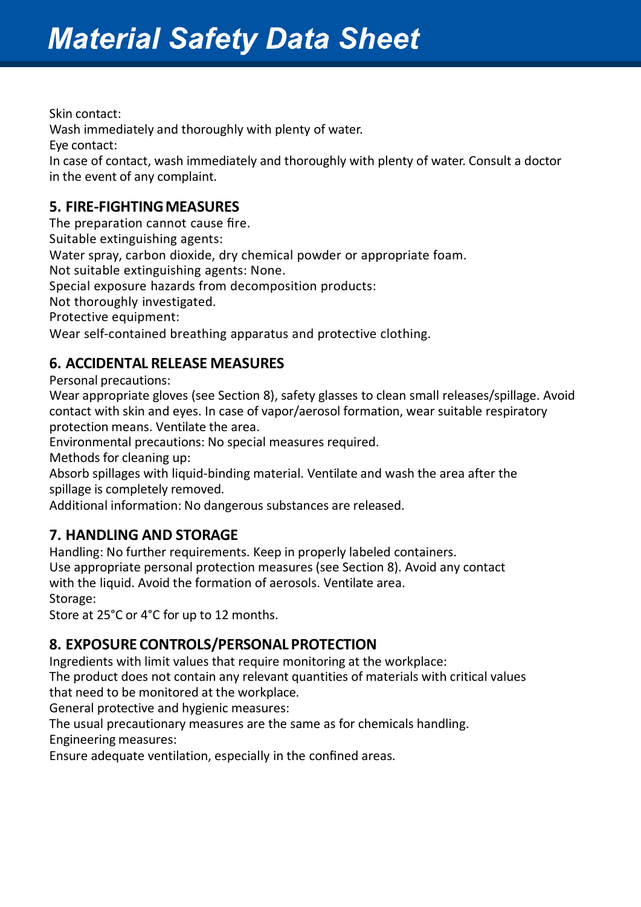Skin contact:

Wash immediately and thoroughly with plenty of water.

Eye contact:

In case of contact, wash immediately and thoroughly with plenty of water. Consult a doctor in the event of any complaint.

## 5. FIRE-FIGHTING MEASURES

The preparation cannot cause fire.

Suitable extinguishing agents:

Water spray, carbon dioxide, dry chemical powder or appropriate foam.

Not suitable extinguishing agents: None.

Special exposure hazards from decomposition products:

Not thoroughly investigated.

Protective equipment:

Wear self-contained breathing apparatus and protective clothing.

## 6. ACCIDENTAL RELEASE MEASURES

Personal precautions:

Wear appropriate gloves (see Section 8), safety glasses to clean small releases/spillage. Avoid contact with skin and eyes. In case of vapor/aerosol formation, wear suitable respiratory protection means. Ventilate the area.

Environmental precautions: No special measures required.

Methods for cleaning up:

Absorb spillages with liquid-binding material. Ventilate and wash the area after the spillage is completely removed.

Additional information: No dangerous substances are released.

## 7. HANDLING AND STORAGE

Handling: No further requirements. Keep in properly labeled containers.
Use appropriate personal protection measures (see Section 8). Avoid any contact with the liquid. Avoid the formation of aerosols. Ventilate area.

Storage:

Store at 25°C or 4°C for up to 12 months.

## 8. EXPOSURE CONTROLS/PERSONAL PROTECTION

Ingredients with limit values that require monitoring at the workplace:

The product does not contain any relevant quantities of materials with critical values that need to be monitored at the workplace.

General protective and hygienic measures:

The usual precautionary measures are the same as for chemicals handling.

Engineering measures:

Ensure adequate ventilation, especially in the confined areas.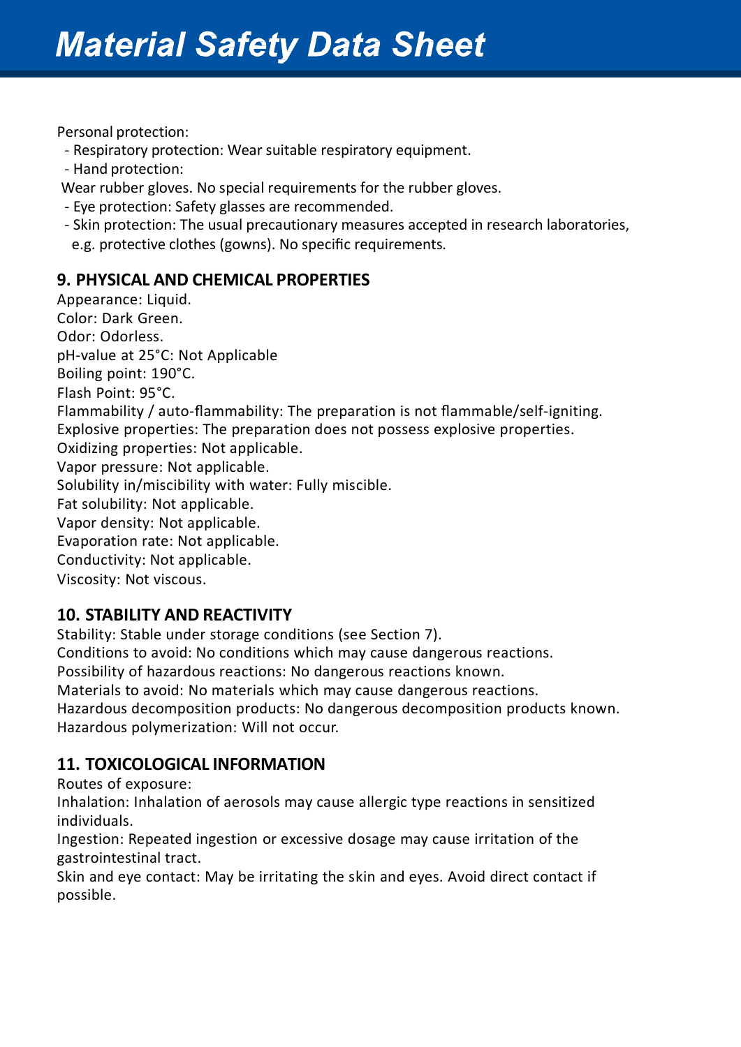Personal protection:

- Respiratory protection: Wear suitable respiratory equipment.
- Hand protection:

Wear rubber gloves. No special requirements for the rubber gloves.

- Eye protection: Safety glasses are recommended.
- Skin protection: The usual precautionary measures accepted in research laboratories, e.g. protective clothes (gowns). No specific requirements.

## 9. PHYSICAL AND CHEMICAL PROPERTIES

Appearance: Liquid.
Color: Dark Green.
Odor: Odorless.
pH-value at 25°C: Not Applicable
Boiling point: 190°C.
Flash Point: 95°C.
Flammability / auto-flammability: The preparation is not flammable/self-igniting.
Explosive properties: The preparation does not possess explosive properties.
Oxidizing properties: Not applicable.
Vapor pressure: Not applicable.
Solubility in/miscibility with water: Fully miscible.
Fat solubility: Not applicable.
Vapor density: Not applicable.
Evaporation rate: Not applicable.
Conductivity: Not applicable.
Viscosity: Not viscous.

## 10. STABILITY AND REACTIVITY

Stability: Stable under storage conditions (see Section 7).
Conditions to avoid: No conditions which may cause dangerous reactions.
Possibility of hazardous reactions: No dangerous reactions known.
Materials to avoid: No materials which may cause dangerous reactions.
Hazardous decomposition products: No dangerous decomposition products known.
Hazardous polymerization: Will not occur.

## 11. TOXICOLOGICAL INFORMATION

Routes of exposure:
Inhalation: Inhalation of aerosols may cause allergic type reactions in sensitized individuals.
Ingestion: Repeated ingestion or excessive dosage may cause irritation of the gastrointestinal tract.
Skin and eye contact: May be irritating the skin and eyes. Avoid direct contact if possible.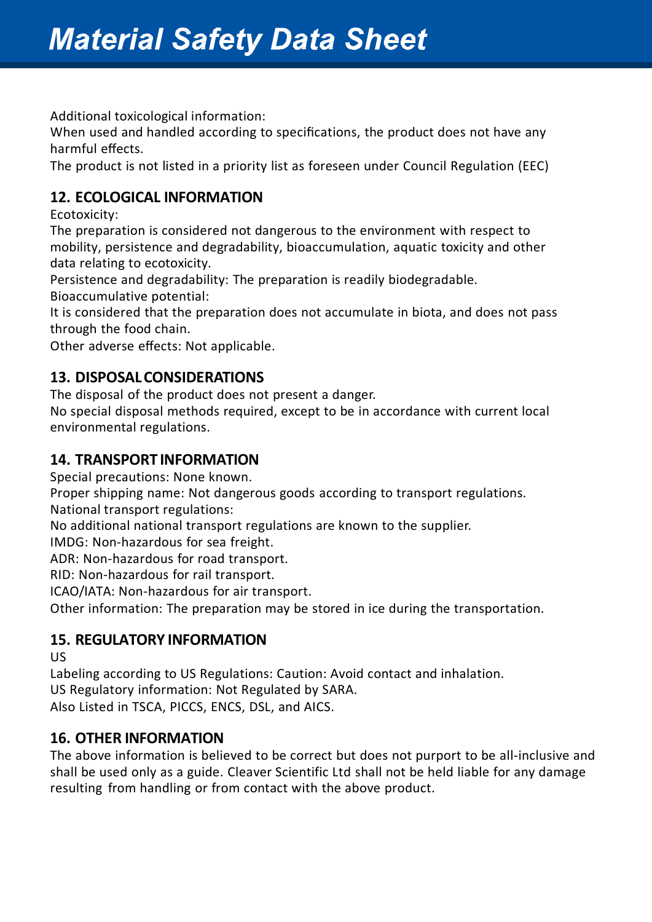Additional toxicological information:
When used and handled according to specifications, the product does not have any harmful effects.
The product is not listed in a priority list as foreseen under Council Regulation (EEC)

## 12. ECOLOGICAL INFORMATION

Ecotoxicity:
The preparation is considered not dangerous to the environment with respect to mobility, persistence and degradability, bioaccumulation, aquatic toxicity and other data relating to ecotoxicity.
Persistence and degradability: The preparation is readily biodegradable.
Bioaccumulative potential:
It is considered that the preparation does not accumulate in biota, and does not pass through the food chain.
Other adverse effects: Not applicable.

## 13. DISPOSAL CONSIDERATIONS

The disposal of the product does not present a danger.
No special disposal methods required, except to be in accordance with current local environmental regulations.

## 14. TRANSPORT INFORMATION

Special precautions: None known.
Proper shipping name: Not dangerous goods according to transport regulations.
National transport regulations:
No additional national transport regulations are known to the supplier.
IMDG: Non-hazardous for sea freight.
ADR: Non-hazardous for road transport.
RID: Non-hazardous for rail transport.
ICAO/IATA: Non-hazardous for air transport.
Other information: The preparation may be stored in ice during the transportation.

## 15. REGULATORY INFORMATION

US
Labeling according to US Regulations: Caution: Avoid contact and inhalation.
US Regulatory information: Not Regulated by SARA.
Also Listed in TSCA, PICCS, ENCS, DSL, and AICS.

## 16. OTHER INFORMATION

The above information is believed to be correct but does not purport to be all-inclusive and shall be used only as a guide. Cleaver Scientific Ltd shall not be held liable for any damage resulting from handling or from contact with the above product.